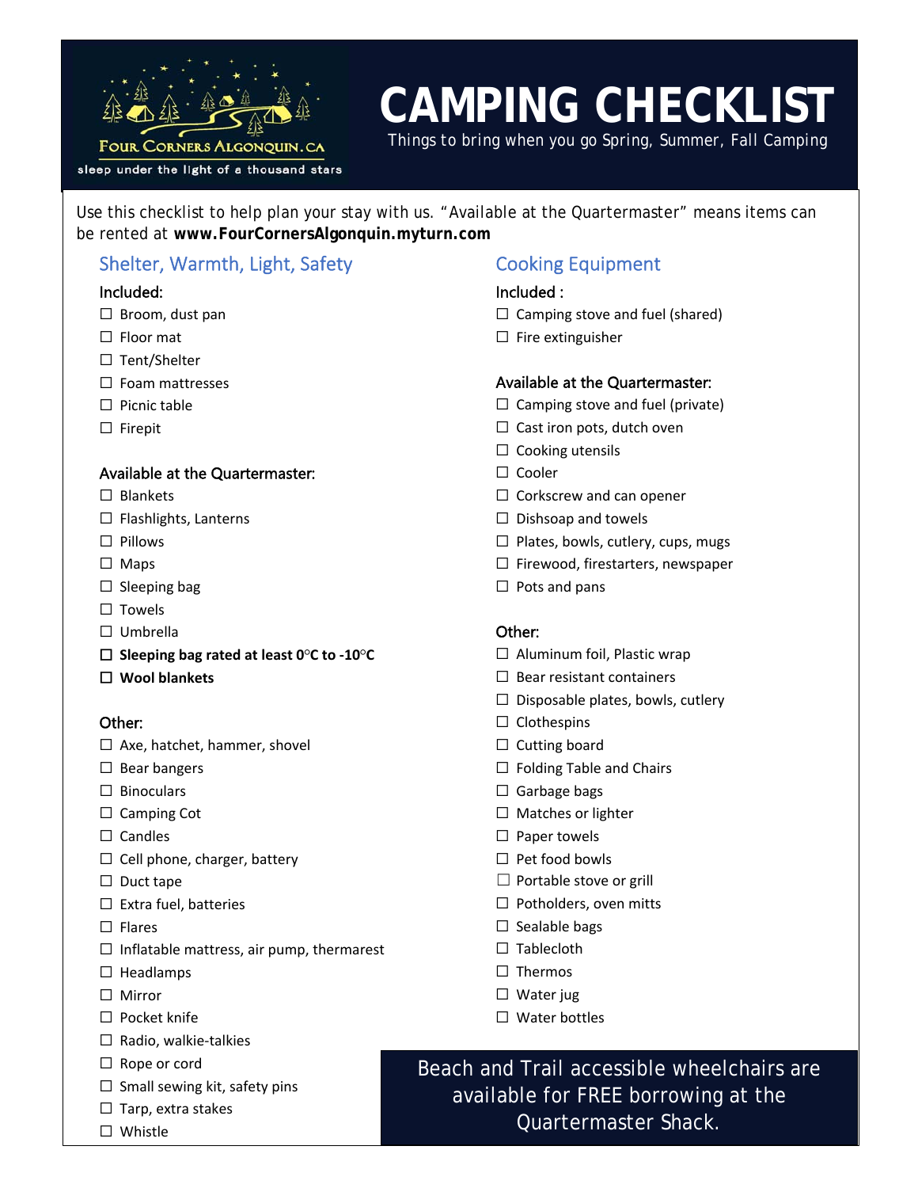Four Corners Algonquin.ca

sleep under the light of a thousand stars

# CAMPING CHECKLIST

Things to bring when you go Spring, Summer, Fall Camping

Use this checklist to help plan your stay with us. “Available at the Quartermaster” means items can be rented at **www.FourCornersAlgonquin.myturn.com**

## Shelter, Warmth, Light, Safety

### Included:

- ☐ Broom, dust pan
- ☐ Floor mat
- ☐ Tent/Shelter
- ☐ Foam mattresses
- ☐ Picnic table
- ☐ Firepit

### Available at the Quartermaster:

- ☐ Blankets
- ☐ Flashlights, Lanterns
- ☐ Pillows
- ☐ Maps
- ☐ Sleeping bag
- ☐ Towels
- ☐ Umbrella
- ☐ **Sleeping bag rated at least 0°C to -10°C**
- ☐ **Wool blankets**

### Other:

- ☐ Axe, hatchet, hammer, shovel
- ☐ Bear bangers
- ☐ Binoculars
- ☐ Camping Cot
- ☐ Candles
- ☐ Cell phone, charger, battery
- ☐ Duct tape
- ☐ Extra fuel, batteries
- ☐ Flares
- ☐ Inflatable mattress, air pump, thermarest
- ☐ Headlamps
- ☐ Mirror
- ☐ Pocket knife
- ☐ Radio, walkie-talkies
- ☐ Rope or cord
- ☐ Small sewing kit, safety pins
- ☐ Tarp, extra stakes
- ☐ Whistle

## Cooking Equipment

### Included :

- ☐ Camping stove and fuel (shared)
- ☐ Fire extinguisher

### Available at the Quartermaster:

- ☐ Camping stove and fuel (private)
- ☐ Cast iron pots, dutch oven
- ☐ Cooking utensils
- ☐ Cooler
- ☐ Corkscrew and can opener
- ☐ Dishsoap and towels
- ☐ Plates, bowls, cutlery, cups, mugs
- ☐ Firewood, firestarters, newspaper
- ☐ Pots and pans

### Other:

- ☐ Aluminum foil, Plastic wrap
- ☐ Bear resistant containers
- ☐ Disposable plates, bowls, cutlery
- ☐ Clothespins
- ☐ Cutting board
- ☐ Folding Table and Chairs
- ☐ Garbage bags
- ☐ Matches or lighter
- ☐ Paper towels
- ☐ Pet food bowls
- ☐ Portable stove or grill
- ☐ Potholders, oven mitts
- ☐ Sealable bags
- ☐ Tablecloth
- ☐ Thermos
- ☐ Water jug
- ☐ Water bottles

Beach and Trail accessible wheelchairs are available for FREE borrowing at the Quartermaster Shack.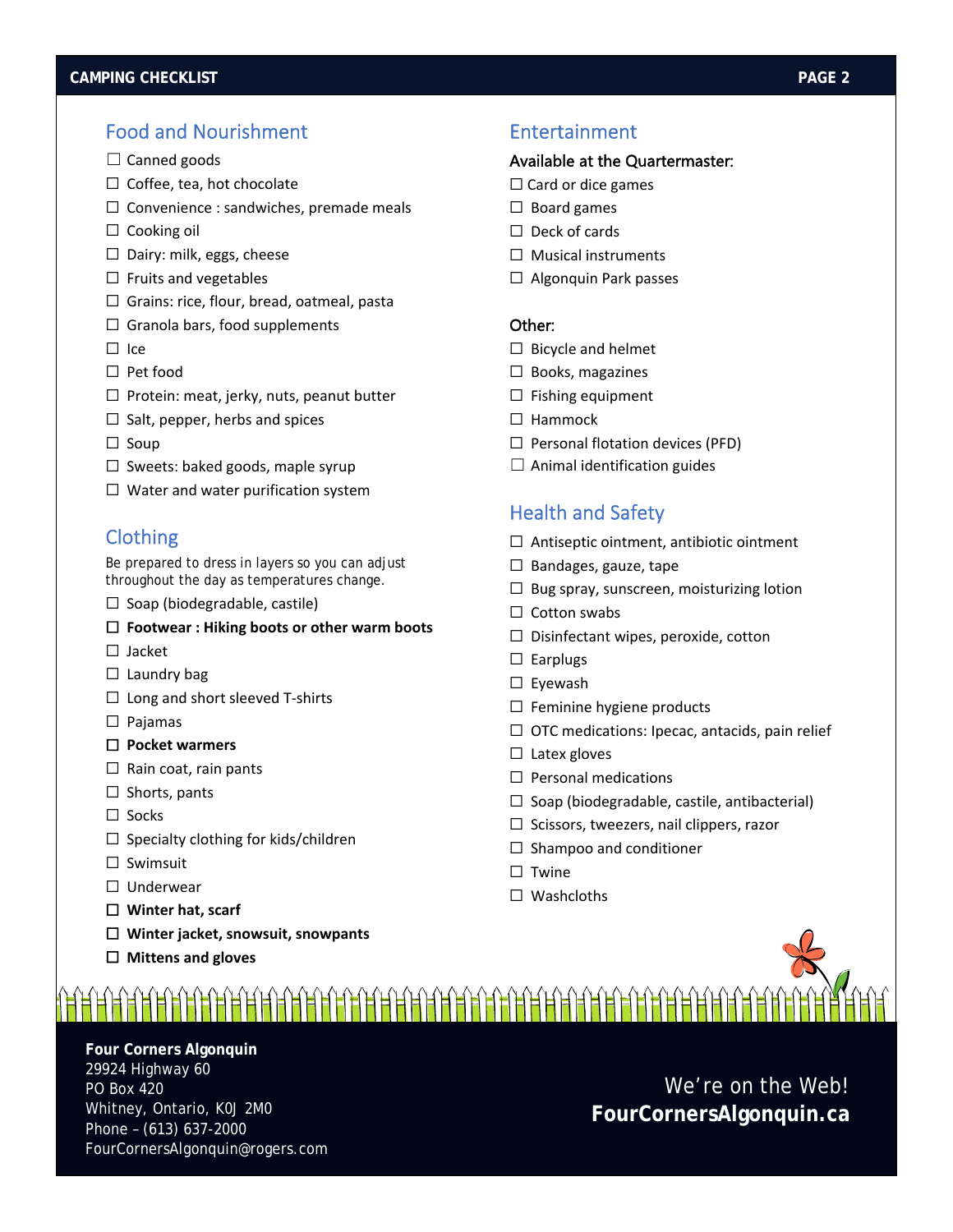## Food and Nourishment

- ☐ Canned goods
- ☐ Coffee, tea, hot chocolate
- ☐ Convenience : sandwiches, premade meals
- ☐ Cooking oil
- ☐ Dairy: milk, eggs, cheese
- ☐ Fruits and vegetables
- ☐ Grains: rice, flour, bread, oatmeal, pasta
- ☐ Granola bars, food supplements
- ☐ Ice
- ☐ Pet food
- ☐ Protein: meat, jerky, nuts, peanut butter
- ☐ Salt, pepper, herbs and spices
- ☐ Soup
- ☐ Sweets: baked goods, maple syrup
- ☐ Water and water purification system

## Clothing

Be prepared to dress in layers so you can adjust throughout the day as temperatures change.

- ☐ Soap (biodegradable, castile)
- ☐ **Footwear : Hiking boots or other warm boots**
- ☐ Jacket
- ☐ Laundry bag
- ☐ Long and short sleeved T-shirts
- ☐ Pajamas
- ☐ **Pocket warmers**
- ☐ Rain coat, rain pants
- ☐ Shorts, pants
- ☐ Socks
- ☐ Specialty clothing for kids/children
- ☐ Swimsuit
- ☐ Underwear
- ☐ **Winter hat, scarf**
- ☐ **Winter jacket, snowsuit, snowpants**
- ☐ **Mittens and gloves**

## Entertainment

Available at the Quartermaster:

- ☐ Card or dice games
- ☐ Board games
- ☐ Deck of cards
- ☐ Musical instruments
- ☐ Algonquin Park passes

Other:

- ☐ Bicycle and helmet
- ☐ Books, magazines
- ☐ Fishing equipment
- ☐ Hammock
- ☐ Personal flotation devices (PFD)
- ☐ Animal identification guides

## Health and Safety

- ☐ Antiseptic ointment, antibiotic ointment
- ☐ Bandages, gauze, tape
- ☐ Bug spray, sunscreen, moisturizing lotion
- ☐ Cotton swabs
- ☐ Disinfectant wipes, peroxide, cotton
- ☐ Earplugs
- ☐ Eyewash
- ☐ Feminine hygiene products
- ☐ OTC medications: Ipecac, antacids, pain relief
- ☐ Latex gloves
- ☐ Personal medications
- ☐ Soap (biodegradable, castile, antibacterial)
- ☐ Scissors, tweezers, nail clippers, razor
- ☐ Shampoo and conditioner
- ☐ Twine
- ☐ Washcloths

**Four Corners Algonquin**
29924 Highway 60
PO Box 420
Whitney, Ontario, K0J 2M0
Phone – (613) 637-2000
FourCornersAlgonquin@rogers.com

We're on the Web!
**FourCornersAlgonquin.ca**